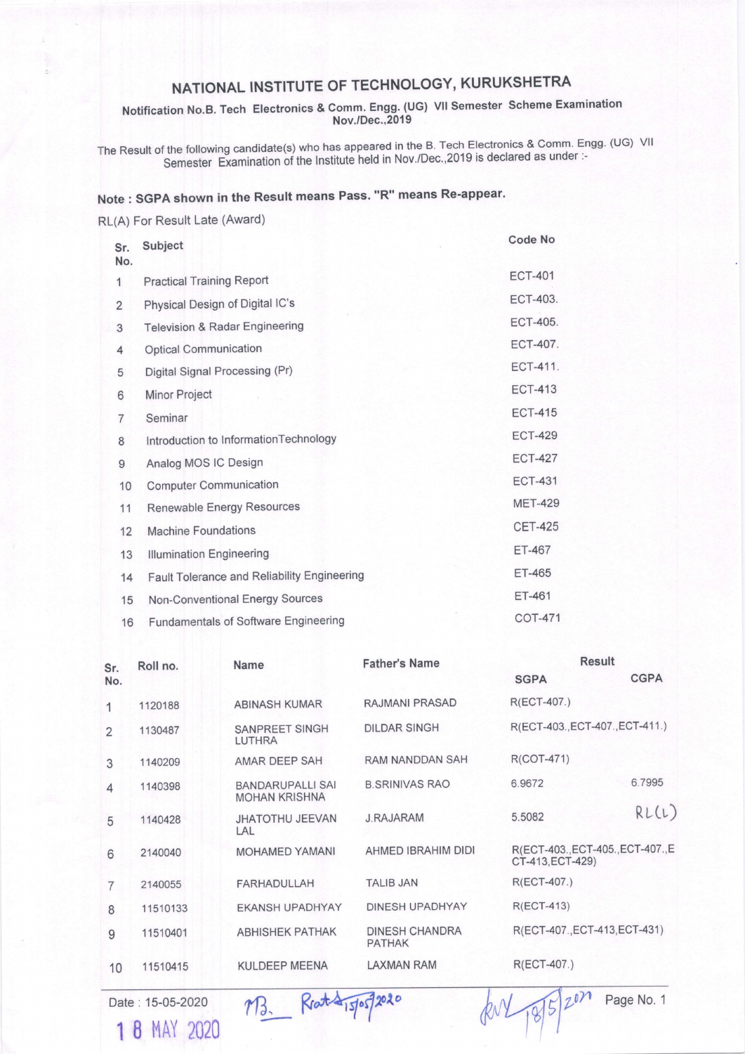# NATIONAL INSTITUTE OF TECHNOLOGY, KURUKSHETRA

**Notification No.B. Tech Electronics & Comm. Engg. (UG) VII Semester Scheme Examination Nov./Dec.,2019**

The Result of the following candidate(s) who has appeared in the B. Tech Electronics & Comm. Engg. (UG) VII Semester Examination of the Institute held in Nov./Dec.,2019 is declared as under :-

**Note : SGPA shown in the Result means Pass. "R" means Re-appear.**

RL(A) For Result Late (Award)

| Sr. No. | Subject | Code No |
|---|---|---|
| 1 | Practical Training Report | ECT-401 |
| 2 | Physical Design of Digital IC's | ECT-403. |
| 3 | Television & Radar Engineering | ECT-405. |
| 4 | Optical Communication | ECT-407. |
| 5 | Digital Signal Processing (Pr) | ECT-411. |
| 6 | Minor Project | ECT-413 |
| 7 | Seminar | ECT-415 |
| 8 | Introduction to InformationTechnology | ECT-429 |
| 9 | Analog MOS IC Design | ECT-427 |
| 10 | Computer Communication | ECT-431 |
| 11 | Renewable Energy Resources | MET-429 |
| 12 | Machine Foundations | CET-425 |
| 13 | Illumination Engineering | ET-467 |
| 14 | Fault Tolerance and Reliability Engineering | ET-465 |
| 15 | Non-Conventional Energy Sources | ET-461 |
| 16 | Fundamentals of Software Engineering | COT-471 |

| Sr. No. | Roll no. | Name | Father's Name | Result SGPA | Result CGPA |
|---|---|---|---|---|---|
| 1 | 1120188 | ABINASH KUMAR | RAJMANI PRASAD | R(ECT-407.) | |
| 2 | 1130487 | SANPREET SINGH LUTHRA | DILDAR SINGH | R(ECT-403.,ECT-407.,ECT-411.) | |
| 3 | 1140209 | AMAR DEEP SAH | RAM NANDDAN SAH | R(COT-471) | |
| 4 | 1140398 | BANDARUPALLI SAI MOHAN KRISHNA | B.SRINIVAS RAO | 6.9672 | 6.7995 |
| 5 | 1140428 | JHATOTHU JEEVAN LAL | J.RAJARAM | 5.5082 | RL(L) |
| 6 | 2140040 | MOHAMED YAMANI | AHMED IBRAHIM DIDI | R(ECT-403.,ECT-405.,ECT-407.,ECT-413,ECT-429) | |
| 7 | 2140055 | FARHADULLAH | TALIB JAN | R(ECT-407.) | |
| 8 | 11510133 | EKANSH UPADHYAY | DINESH UPADHYAY | R(ECT-413) | |
| 9 | 11510401 | ABHISHEK PATHAK | DINESH CHANDRA PATHAK | R(ECT-407.,ECT-413,ECT-431) | |
| 10 | 11510415 | KULDEEP MEENA | LAXMAN RAM | R(ECT-407.) | |

Date : 15-05-2020

18 MAY 2020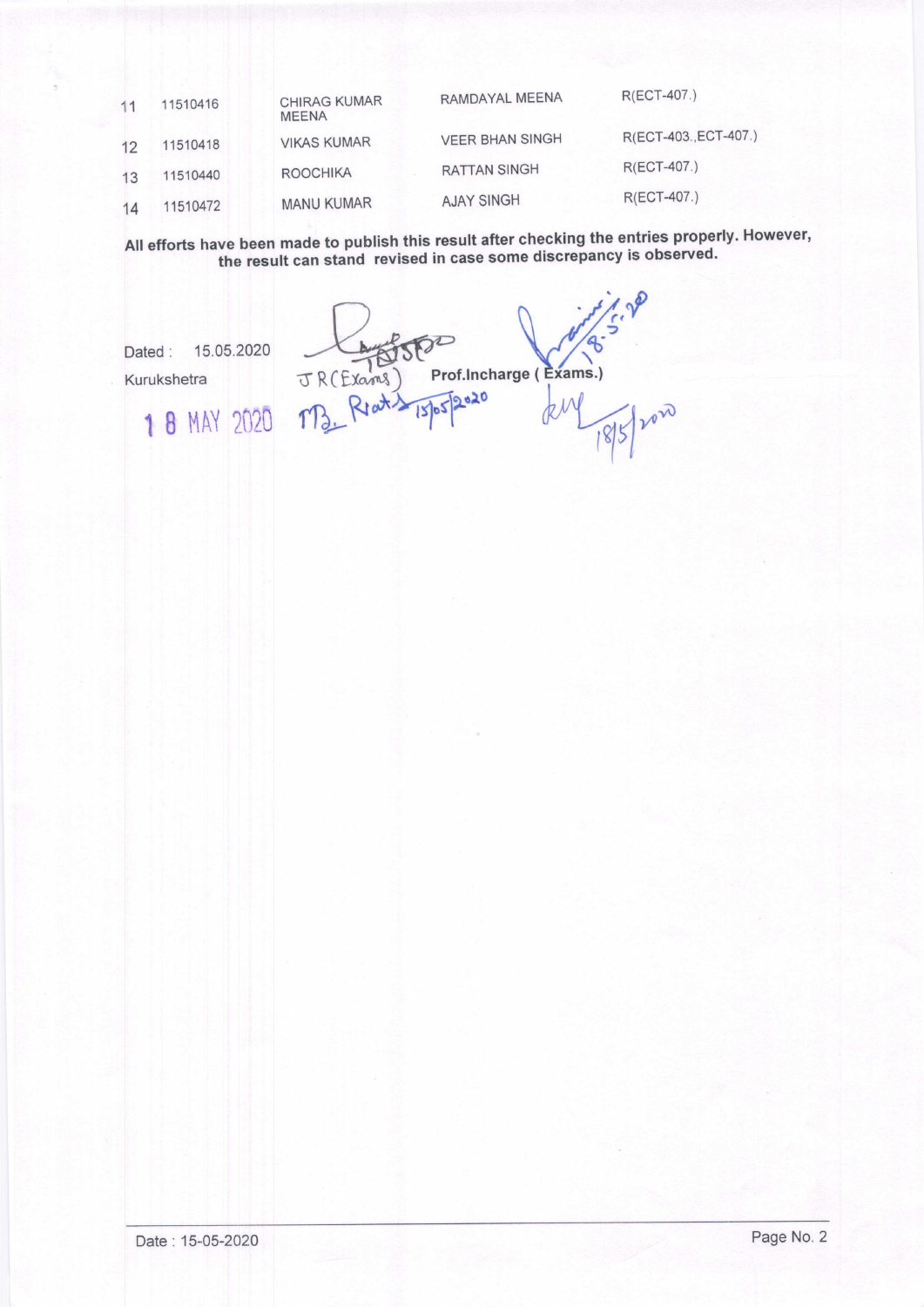| | | | | |
|---|---|---|---|---|
| 11 | 11510416 | CHIRAG KUMAR MEENA | RAMDAYAL MEENA | R(ECT-407.) |
| 12 | 11510418 | VIKAS KUMAR | VEER BHAN SINGH | R(ECT-403.,ECT-407.) |
| 13 | 11510440 | ROOCHIKA | RATTAN SINGH | R(ECT-407.) |
| 14 | 11510472 | MANU KUMAR | AJAY SINGH | R(ECT-407.) |

**All efforts have been made to publish this result after checking the entries properly. However, the result can stand revised in case some discrepancy is observed.**

Dated : 15.05.2020

Kurukshetra

18 MAY 2020

J R (Exams) 15/05/2020

**Prof.Incharge ( Exams.)** 18-5-20

18/5/2020

Date : 15-05-2020